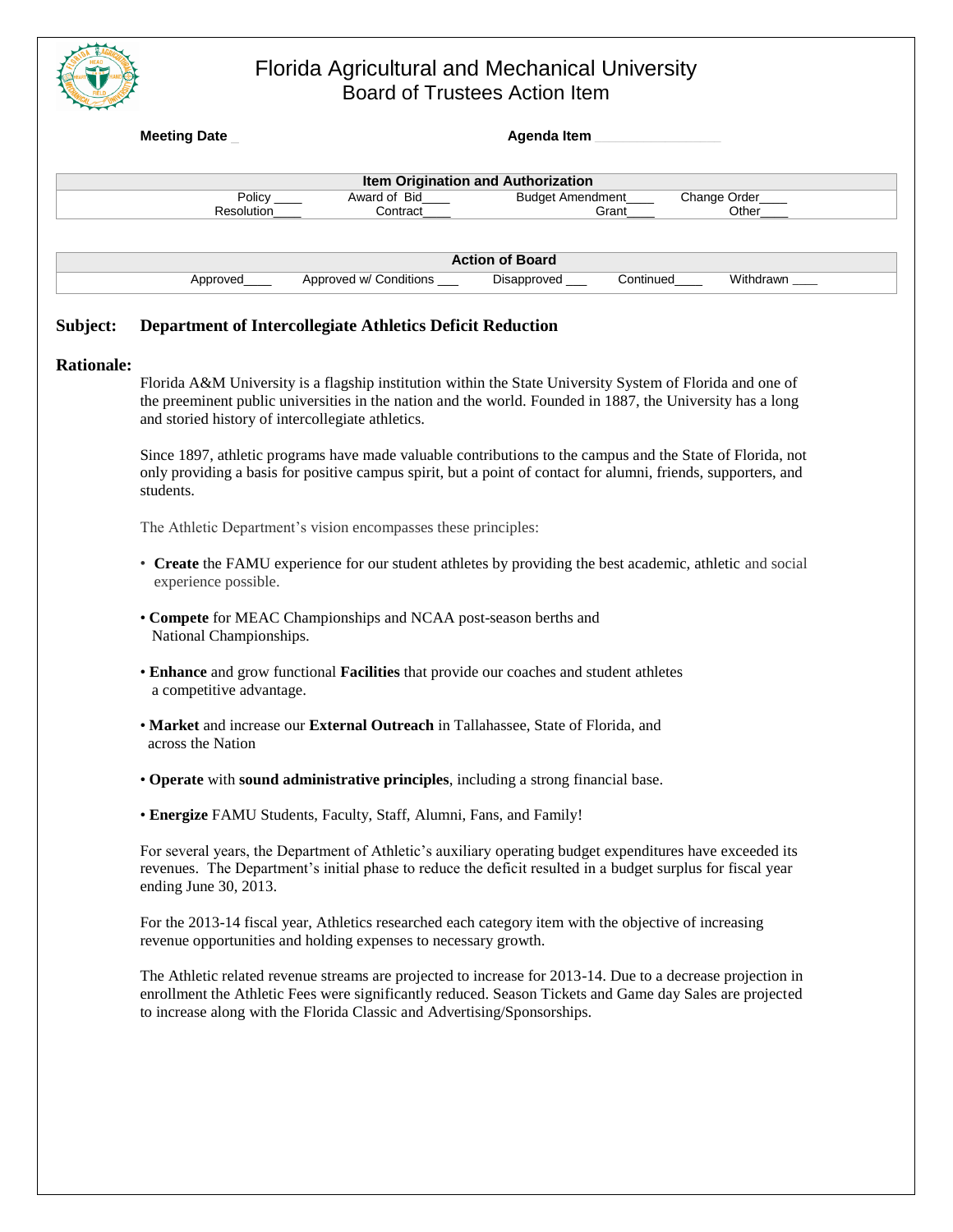# Florida Agricultural and Mechanical University
## Board of Trustees Action Item

**Meeting Date** _ **Agenda Item** ________________

| Item Origination and Authorization | | | |
|---|---|---|---|
| Policy ____ | Award of Bid____ | Budget Amendment____ | Change Order____ |
| Resolution____ | Contract____ | Grant____ | Other____ |

| Action of Board | | | | |
|---|---|---|---|---|
| Approved____ | Approved w/ Conditions ___ | Disapproved ___ | Continued____ | Withdrawn ____ |

**Subject:** **Department of Intercollegiate Athletics Deficit Reduction**

**Rationale:**

Florida A&M University is a flagship institution within the State University System of Florida and one of the preeminent public universities in the nation and the world. Founded in 1887, the University has a long and storied history of intercollegiate athletics.

Since 1897, athletic programs have made valuable contributions to the campus and the State of Florida, not only providing a basis for positive campus spirit, but a point of contact for alumni, friends, supporters, and students.

The Athletic Department's vision encompasses these principles:

- **Create** the FAMU experience for our student athletes by providing the best academic, athletic and social experience possible.
- **Compete** for MEAC Championships and NCAA post-season berths and National Championships.
- **Enhance** and grow functional **Facilities** that provide our coaches and student athletes a competitive advantage.
- **Market** and increase our **External Outreach** in Tallahassee, State of Florida, and across the Nation
- **Operate** with **sound administrative principles**, including a strong financial base.
- **Energize** FAMU Students, Faculty, Staff, Alumni, Fans, and Family!

For several years, the Department of Athletic's auxiliary operating budget expenditures have exceeded its revenues. The Department's initial phase to reduce the deficit resulted in a budget surplus for fiscal year ending June 30, 2013.

For the 2013-14 fiscal year, Athletics researched each category item with the objective of increasing revenue opportunities and holding expenses to necessary growth.

The Athletic related revenue streams are projected to increase for 2013-14. Due to a decrease projection in enrollment the Athletic Fees were significantly reduced. Season Tickets and Game day Sales are projected to increase along with the Florida Classic and Advertising/Sponsorships.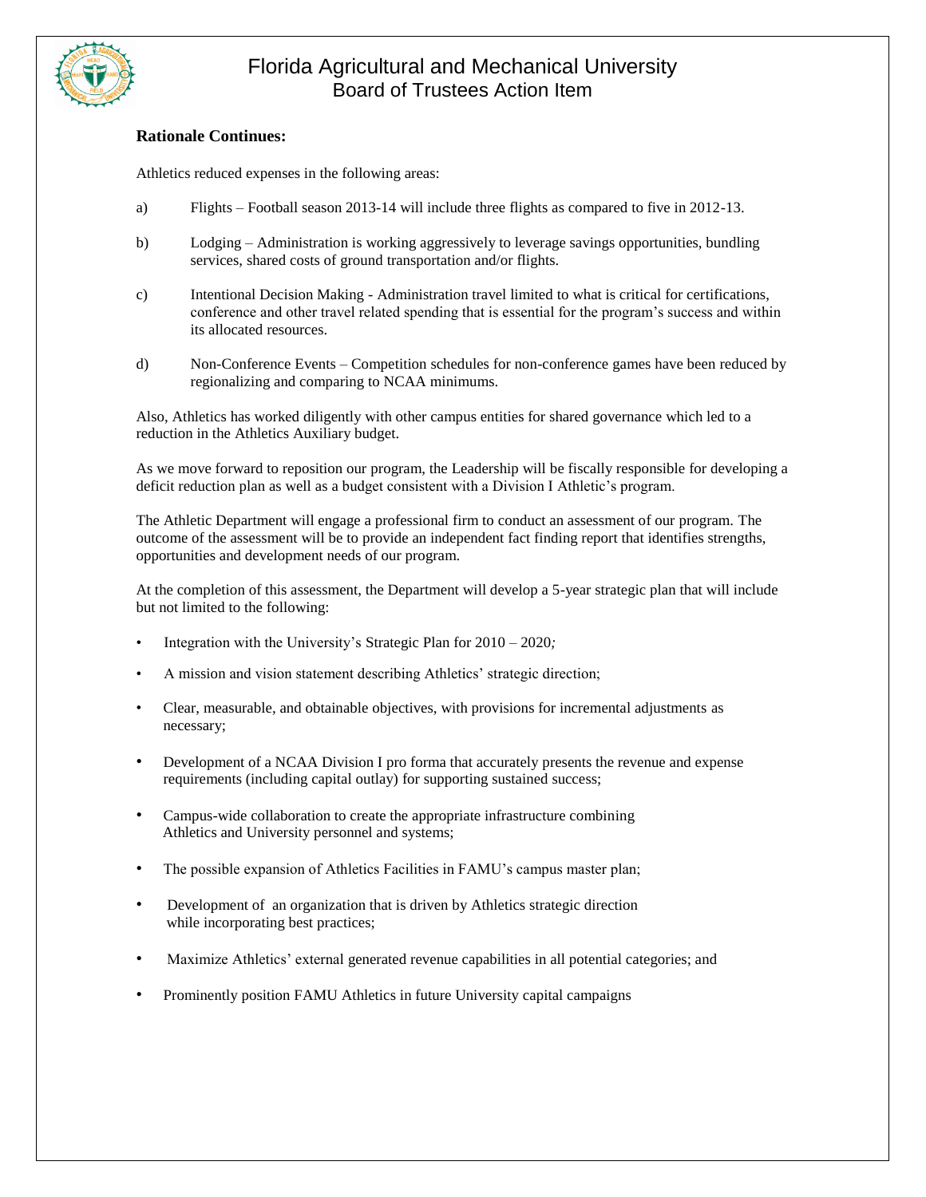**Rationale Continues:**

Athletics reduced expenses in the following areas:

a) Flights – Football season 2013-14 will include three flights as compared to five in 2012-13.

b) Lodging – Administration is working aggressively to leverage savings opportunities, bundling services, shared costs of ground transportation and/or flights.

c) Intentional Decision Making - Administration travel limited to what is critical for certifications, conference and other travel related spending that is essential for the program's success and within its allocated resources.

d) Non-Conference Events – Competition schedules for non-conference games have been reduced by regionalizing and comparing to NCAA minimums.

Also, Athletics has worked diligently with other campus entities for shared governance which led to a reduction in the Athletics Auxiliary budget.

As we move forward to reposition our program, the Leadership will be fiscally responsible for developing a deficit reduction plan as well as a budget consistent with a Division I Athletic's program.

The Athletic Department will engage a professional firm to conduct an assessment of our program. The outcome of the assessment will be to provide an independent fact finding report that identifies strengths, opportunities and development needs of our program.

At the completion of this assessment, the Department will develop a 5-year strategic plan that will include but not limited to the following:

- Integration with the University's Strategic Plan for 2010 – 2020*;*
- A mission and vision statement describing Athletics' strategic direction;
- Clear, measurable, and obtainable objectives, with provisions for incremental adjustments as necessary;
- Development of a NCAA Division I pro forma that accurately presents the revenue and expense requirements (including capital outlay) for supporting sustained success;
- Campus-wide collaboration to create the appropriate infrastructure combining Athletics and University personnel and systems;
- The possible expansion of Athletics Facilities in FAMU's campus master plan;
- Development of an organization that is driven by Athletics strategic direction while incorporating best practices;
- Maximize Athletics' external generated revenue capabilities in all potential categories; and
- Prominently position FAMU Athletics in future University capital campaigns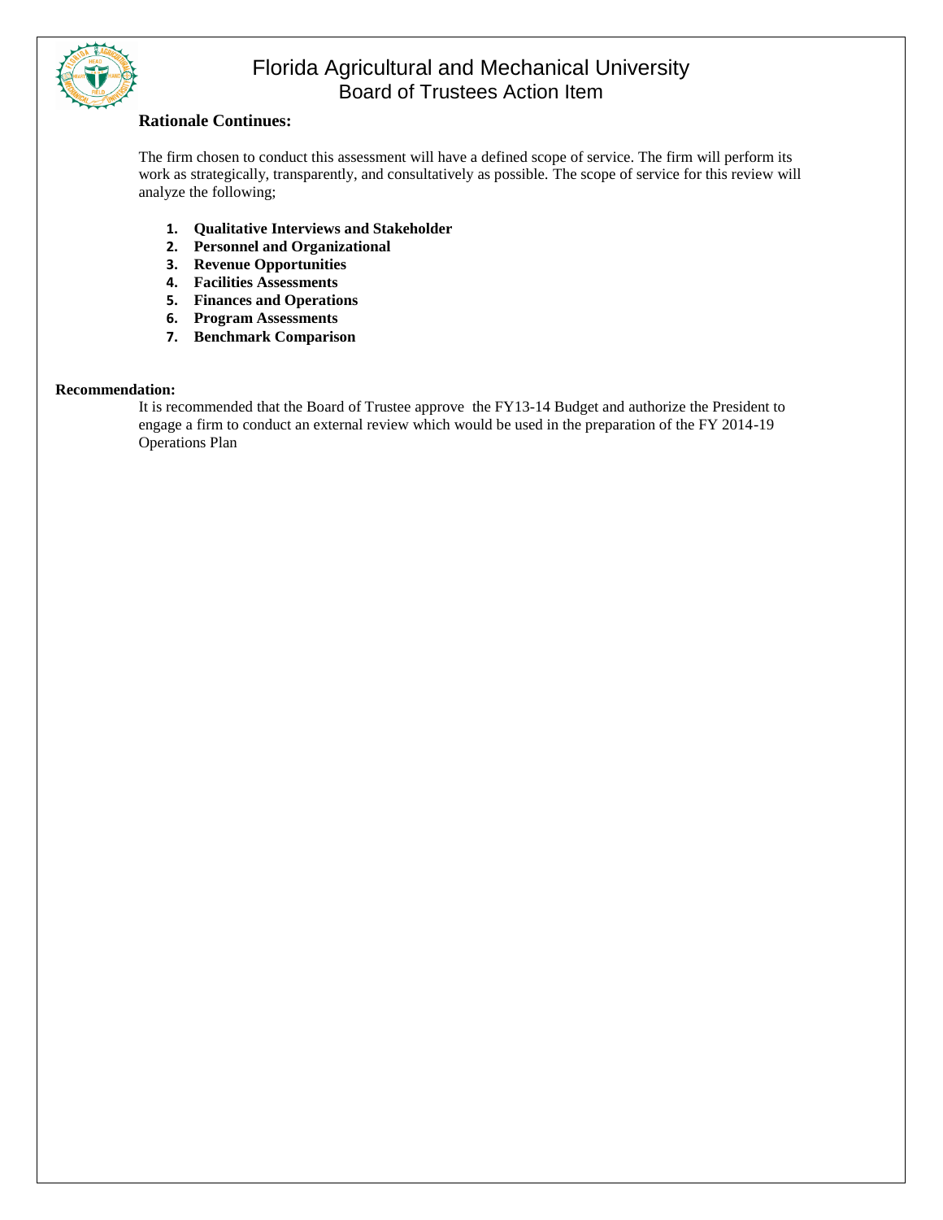# Florida Agricultural and Mechanical University
## Board of Trustees Action Item

**Rationale Continues:**

The firm chosen to conduct this assessment will have a defined scope of service. The firm will perform its work as strategically, transparently, and consultatively as possible. The scope of service for this review will analyze the following;

1. **Qualitative Interviews and Stakeholder**
2. **Personnel and Organizational**
3. **Revenue Opportunities**
4. **Facilities Assessments**
5. **Finances and Operations**
6. **Program Assessments**
7. **Benchmark Comparison**

**Recommendation:**

It is recommended that the Board of Trustee approve the FY13-14 Budget and authorize the President to engage a firm to conduct an external review which would be used in the preparation of the FY 2014-19 Operations Plan